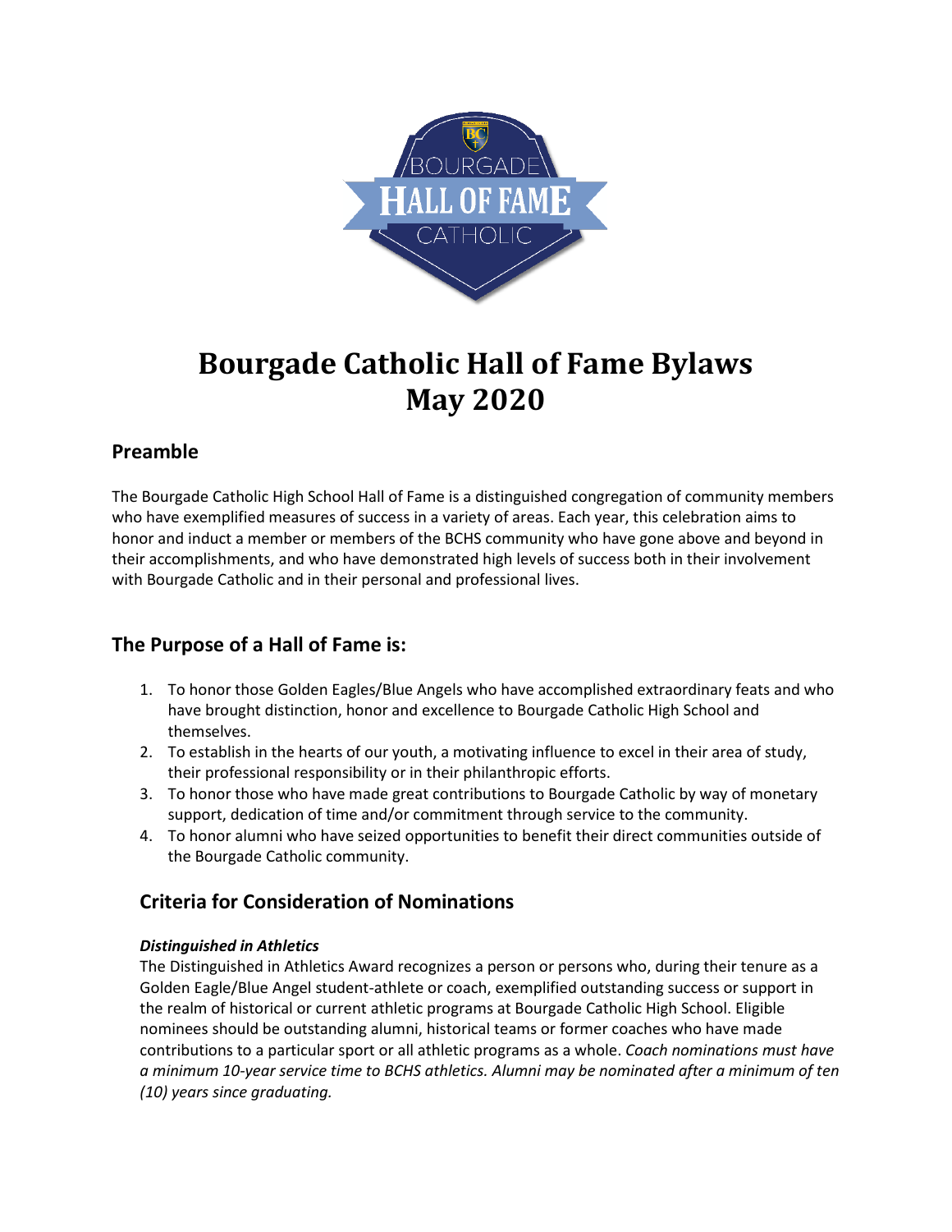# Bourgade Catholic Hall of Fame Bylaws
# May 2020

## Preamble

The Bourgade Catholic High School Hall of Fame is a distinguished congregation of community members who have exemplified measures of success in a variety of areas. Each year, this celebration aims to honor and induct a member or members of the BCHS community who have gone above and beyond in their accomplishments, and who have demonstrated high levels of success both in their involvement with Bourgade Catholic and in their personal and professional lives.

## The Purpose of a Hall of Fame is:

1. To honor those Golden Eagles/Blue Angels who have accomplished extraordinary feats and who have brought distinction, honor and excellence to Bourgade Catholic High School and themselves.
2. To establish in the hearts of our youth, a motivating influence to excel in their area of study, their professional responsibility or in their philanthropic efforts.
3. To honor those who have made great contributions to Bourgade Catholic by way of monetary support, dedication of time and/or commitment through service to the community.
4. To honor alumni who have seized opportunities to benefit their direct communities outside of the Bourgade Catholic community.

## Criteria for Consideration of Nominations

### *Distinguished in Athletics*

The Distinguished in Athletics Award recognizes a person or persons who, during their tenure as a Golden Eagle/Blue Angel student-athlete or coach, exemplified outstanding success or support in the realm of historical or current athletic programs at Bourgade Catholic High School. Eligible nominees should be outstanding alumni, historical teams or former coaches who have made contributions to a particular sport or all athletic programs as a whole. *Coach nominations must have a minimum 10-year service time to BCHS athletics. Alumni may be nominated after a minimum of ten (10) years since graduating.*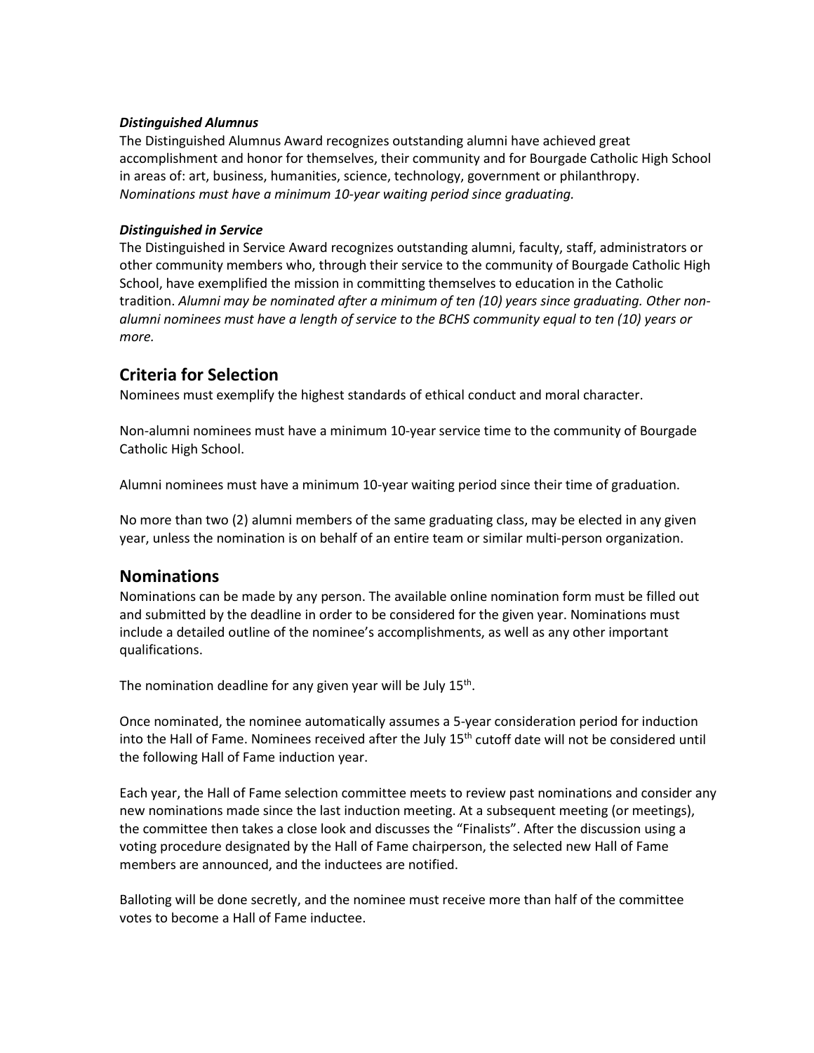***Distinguished Alumnus***
The Distinguished Alumnus Award recognizes outstanding alumni have achieved great accomplishment and honor for themselves, their community and for Bourgade Catholic High School in areas of: art, business, humanities, science, technology, government or philanthropy. *Nominations must have a minimum 10-year waiting period since graduating.*

***Distinguished in Service***
The Distinguished in Service Award recognizes outstanding alumni, faculty, staff, administrators or other community members who, through their service to the community of Bourgade Catholic High School, have exemplified the mission in committing themselves to education in the Catholic tradition. *Alumni may be nominated after a minimum of ten (10) years since graduating. Other non-alumni nominees must have a length of service to the BCHS community equal to ten (10) years or more.*

## Criteria for Selection

Nominees must exemplify the highest standards of ethical conduct and moral character.

Non-alumni nominees must have a minimum 10-year service time to the community of Bourgade Catholic High School.

Alumni nominees must have a minimum 10-year waiting period since their time of graduation.

No more than two (2) alumni members of the same graduating class, may be elected in any given year, unless the nomination is on behalf of an entire team or similar multi-person organization.

## Nominations

Nominations can be made by any person. The available online nomination form must be filled out and submitted by the deadline in order to be considered for the given year. Nominations must include a detailed outline of the nominee's accomplishments, as well as any other important qualifications.

The nomination deadline for any given year will be July 15th.

Once nominated, the nominee automatically assumes a 5-year consideration period for induction into the Hall of Fame. Nominees received after the July 15th cutoff date will not be considered until the following Hall of Fame induction year.

Each year, the Hall of Fame selection committee meets to review past nominations and consider any new nominations made since the last induction meeting. At a subsequent meeting (or meetings), the committee then takes a close look and discusses the "Finalists". After the discussion using a voting procedure designated by the Hall of Fame chairperson, the selected new Hall of Fame members are announced, and the inductees are notified.

Balloting will be done secretly, and the nominee must receive more than half of the committee votes to become a Hall of Fame inductee.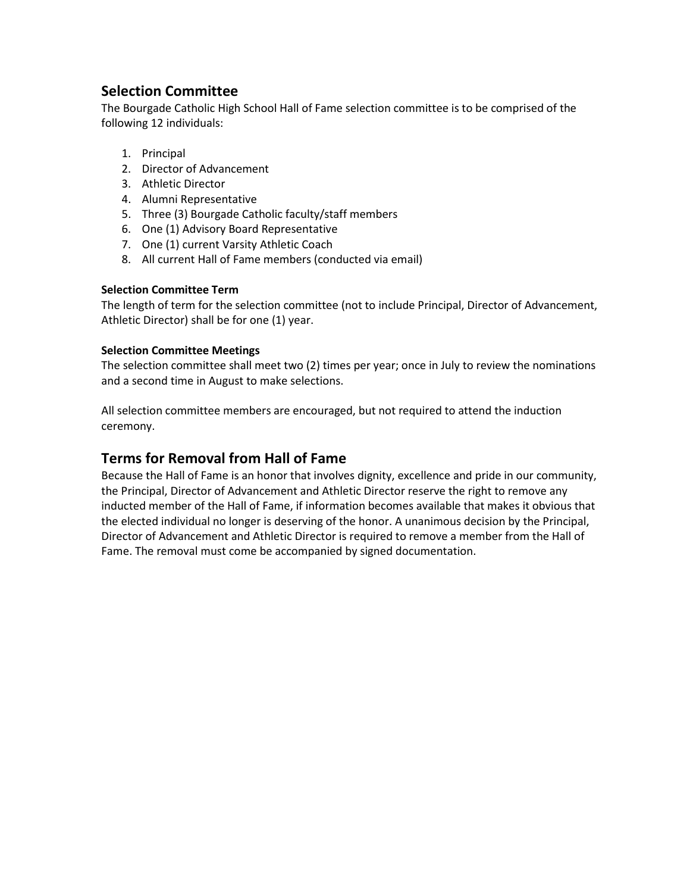## Selection Committee

The Bourgade Catholic High School Hall of Fame selection committee is to be comprised of the following 12 individuals:

1. Principal
2. Director of Advancement
3. Athletic Director
4. Alumni Representative
5. Three (3) Bourgade Catholic faculty/staff members
6. One (1) Advisory Board Representative
7. One (1) current Varsity Athletic Coach
8. All current Hall of Fame members (conducted via email)

**Selection Committee Term**

The length of term for the selection committee (not to include Principal, Director of Advancement, Athletic Director) shall be for one (1) year.

**Selection Committee Meetings**

The selection committee shall meet two (2) times per year; once in July to review the nominations and a second time in August to make selections.

All selection committee members are encouraged, but not required to attend the induction ceremony.

## Terms for Removal from Hall of Fame

Because the Hall of Fame is an honor that involves dignity, excellence and pride in our community, the Principal, Director of Advancement and Athletic Director reserve the right to remove any inducted member of the Hall of Fame, if information becomes available that makes it obvious that the elected individual no longer is deserving of the honor. A unanimous decision by the Principal, Director of Advancement and Athletic Director is required to remove a member from the Hall of Fame. The removal must come be accompanied by signed documentation.